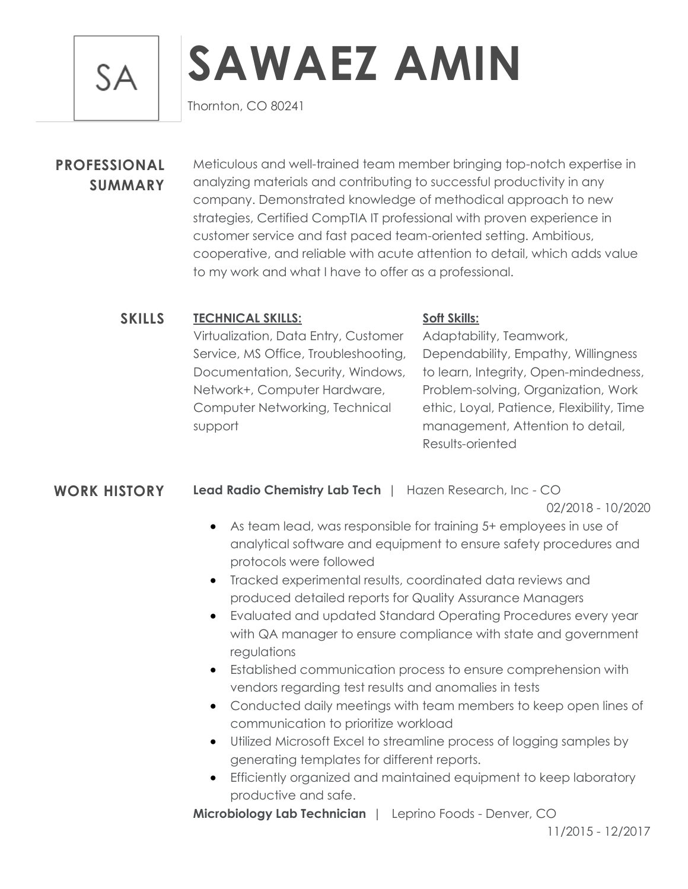SA

# SAWAEZ AMIN

Thornton, CO 80241

## PROFESSIONAL SUMMARY

Meticulous and well-trained team member bringing top-notch expertise in analyzing materials and contributing to successful productivity in any company. Demonstrated knowledge of methodical approach to new strategies, Certified CompTIA IT professional with proven experience in customer service and fast paced team-oriented setting. Ambitious, cooperative, and reliable with acute attention to detail, which adds value to my work and what I have to offer as a professional.

## SKILLS

**TECHNICAL SKILLS:**

Virtualization, Data Entry, Customer Service, MS Office, Troubleshooting, Documentation, Security, Windows, Network+, Computer Hardware, Computer Networking, Technical support

**Soft Skills:**

Adaptability, Teamwork, Dependability, Empathy, Willingness to learn, Integrity, Open-mindedness, Problem-solving, Organization, Work ethic, Loyal, Patience, Flexibility, Time management, Attention to detail, Results-oriented

## WORK HISTORY

**Lead Radio Chemistry Lab Tech** | Hazen Research, Inc - CO

02/2018 - 10/2020

- As team lead, was responsible for training 5+ employees in use of analytical software and equipment to ensure safety procedures and protocols were followed
- Tracked experimental results, coordinated data reviews and produced detailed reports for Quality Assurance Managers
- Evaluated and updated Standard Operating Procedures every year with QA manager to ensure compliance with state and government regulations
- Established communication process to ensure comprehension with vendors regarding test results and anomalies in tests
- Conducted daily meetings with team members to keep open lines of communication to prioritize workload
- Utilized Microsoft Excel to streamline process of logging samples by generating templates for different reports.
- Efficiently organized and maintained equipment to keep laboratory productive and safe.

**Microbiology Lab Technician** | Leprino Foods - Denver, CO

11/2015 - 12/2017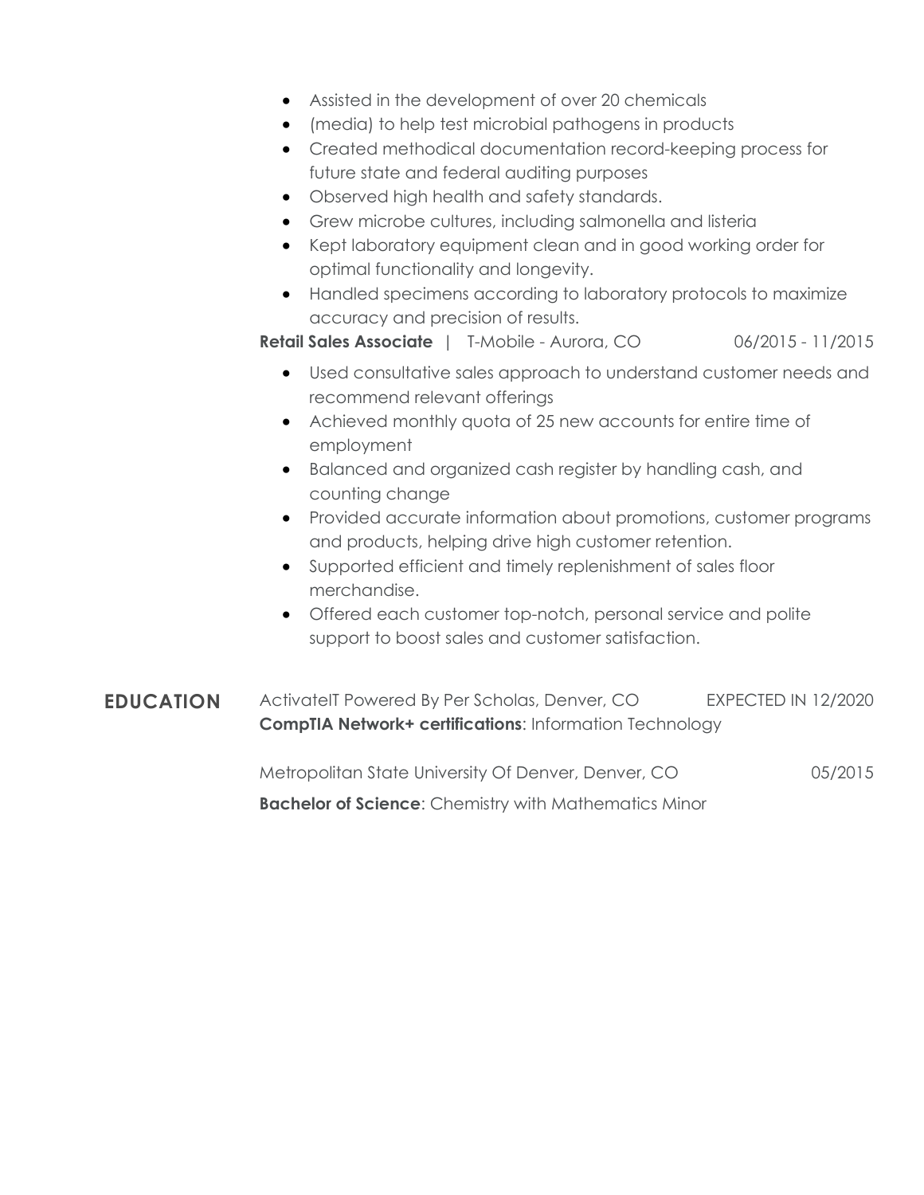- Assisted in the development of over 20 chemicals
- (media) to help test microbial pathogens in products
- Created methodical documentation record-keeping process for future state and federal auditing purposes
- Observed high health and safety standards.
- Grew microbe cultures, including salmonella and listeria
- Kept laboratory equipment clean and in good working order for optimal functionality and longevity.
- Handled specimens according to laboratory protocols to maximize accuracy and precision of results.

**Retail Sales Associate** | T-Mobile - Aurora, CO 06/2015 - 11/2015

- Used consultative sales approach to understand customer needs and recommend relevant offerings
- Achieved monthly quota of 25 new accounts for entire time of employment
- Balanced and organized cash register by handling cash, and counting change
- Provided accurate information about promotions, customer programs and products, helping drive high customer retention.
- Supported efficient and timely replenishment of sales floor merchandise.
- Offered each customer top-notch, personal service and polite support to boost sales and customer satisfaction.

## EDUCATION

ActivateIT Powered By Per Scholas, Denver, CO EXPECTED IN 12/2020

**CompTIA Network+ certifications**: Information Technology

Metropolitan State University Of Denver, Denver, CO 05/2015

**Bachelor of Science**: Chemistry with Mathematics Minor